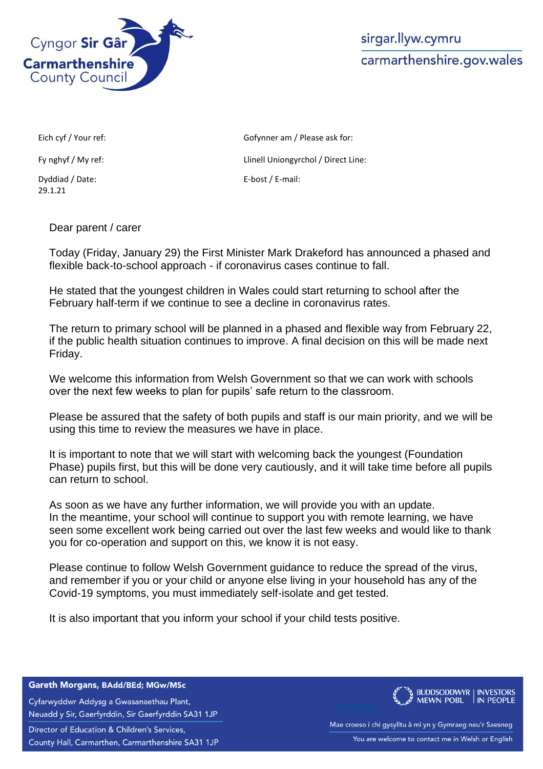Cyngor **Sir Gâr**
**Carmarthenshire**
County Council

sirgar.llyw.cymru
carmarthenshire.gov.wales

| | |
|---|---|
| Eich cyf / Your ref: | Gofynner am / Please ask for: |
| Fy nghyf / My ref: | Llinell Uniongyrchol / Direct Line: |
| Dyddiad / Date: 29.1.21 | E-bost / E-mail: |

Dear parent / carer

Today (Friday, January 29) the First Minister Mark Drakeford has announced a phased and flexible back-to-school approach - if coronavirus cases continue to fall.

He stated that the youngest children in Wales could start returning to school after the February half-term if we continue to see a decline in coronavirus rates.

The return to primary school will be planned in a phased and flexible way from February 22, if the public health situation continues to improve. A final decision on this will be made next Friday.

We welcome this information from Welsh Government so that we can work with schools over the next few weeks to plan for pupils' safe return to the classroom.

Please be assured that the safety of both pupils and staff is our main priority, and we will be using this time to review the measures we have in place.

It is important to note that we will start with welcoming back the youngest (Foundation Phase) pupils first, but this will be done very cautiously, and it will take time before all pupils can return to school.

As soon as we have any further information, we will provide you with an update.
In the meantime, your school will continue to support you with remote learning, we have seen some excellent work being carried out over the last few weeks and would like to thank you for co-operation and support on this, we know it is not easy.

Please continue to follow Welsh Government guidance to reduce the spread of the virus, and remember if you or your child or anyone else living in your household has any of the Covid-19 symptoms, you must immediately self-isolate and get tested.

It is also important that you inform your school if your child tests positive.

**Gareth Morgans, BAdd/BEd; MGw/MSc**
Cyfarwyddwr Addysg a Gwasanaethau Plant,
Neuadd y Sir, Gaerfyrddin, Sir Gaerfyrddin SA31 1JP
Director of Education & Children's Services,
County Hall, Carmarthen, Carmarthenshire SA31 1JP

BUDDSODDWYR MEWN POBL | INVESTORS IN PEOPLE

Mae croeso i chi gysylltu â mi yn y Gymraeg neu'r Saesneg
You are welcome to contact me in Welsh or English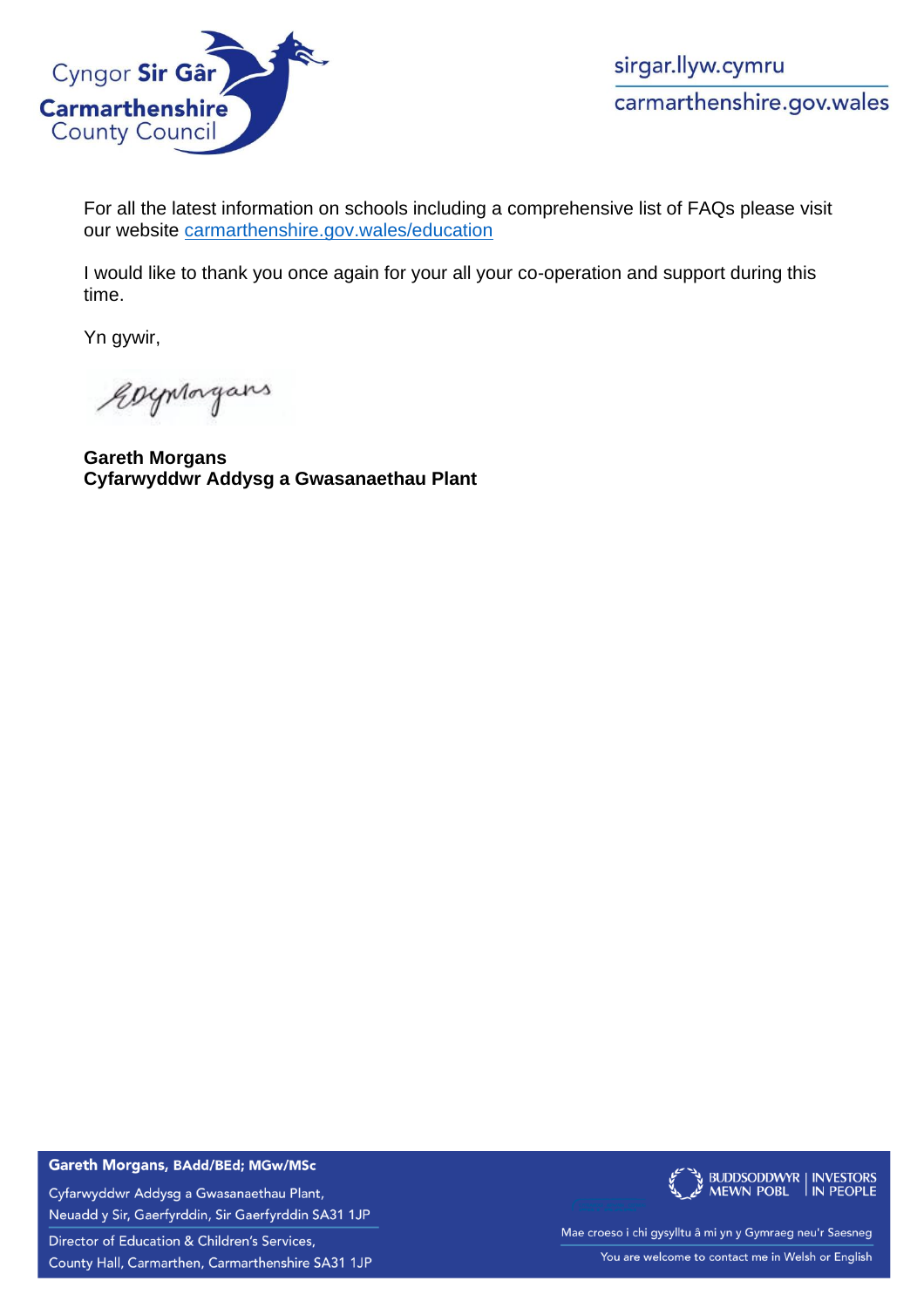For all the latest information on schools including a comprehensive list of FAQs please visit our website [carmarthenshire.gov.wales/education](carmarthenshire.gov.wales/education)

I would like to thank you once again for your all your co-operation and support during this time.

Yn gywir,

**Gareth Morgans**
**Cyfarwyddwr Addysg a Gwasanaethau Plant**